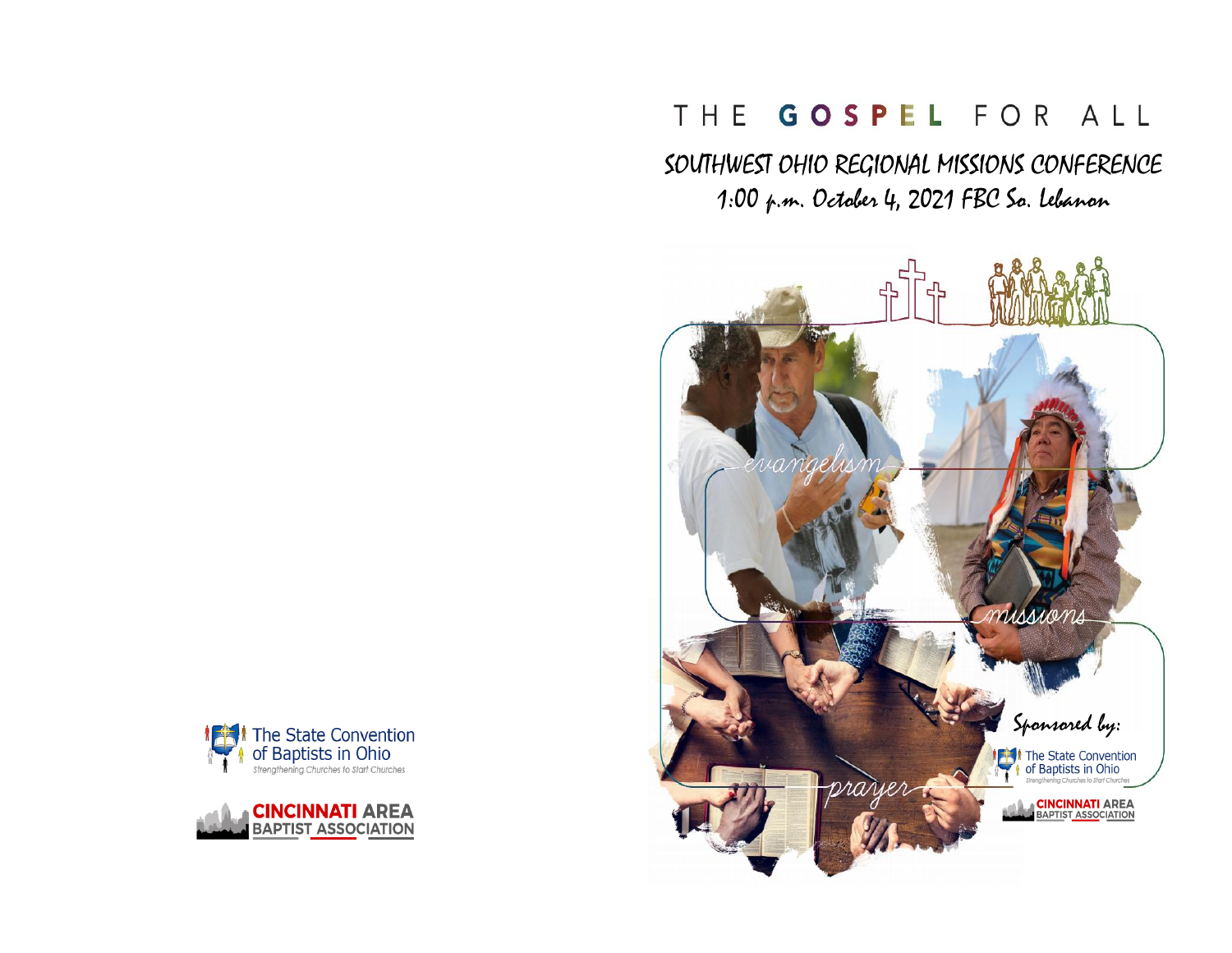The State Convention of Baptists in Ohio
*Strengthening Churches to Start Churches*

CINCINNATI AREA BAPTIST ASSOCIATION

# THE GOSPEL FOR ALL

## SOUTHWEST OHIO REGIONAL MISSIONS CONFERENCE

1:00 p.m. October 4, 2021 FBC So. Lebanon

evangelism

missions

prayer

*Sponsored by:*

The State Convention of Baptists in Ohio
*Strengthening Churches to Start Churches*

CINCINNATI AREA BAPTIST ASSOCIATION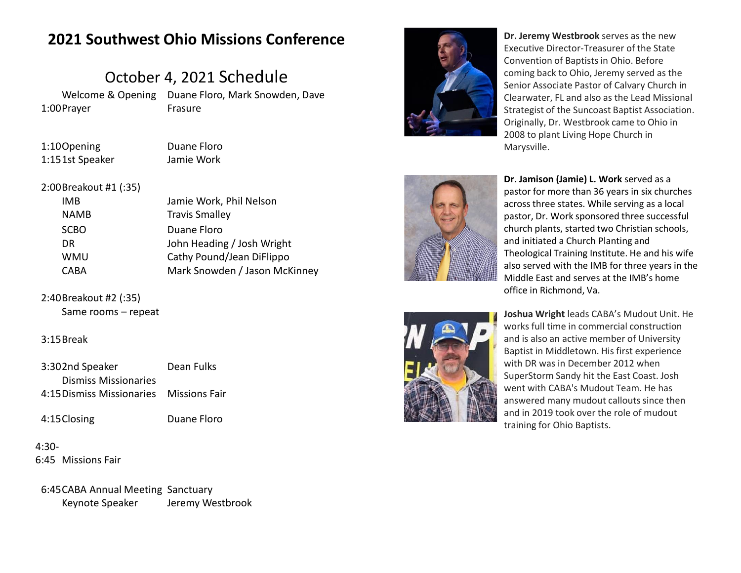# 2021 Southwest Ohio Missions Conference

## October 4, 2021 Schedule

| Time | Event | Leader |
|---|---|---|
| 1:00 | Welcome & Opening Prayer | Duane Floro, Mark Snowden, Dave Frasure |
| 1:10 | Opening | Duane Floro |
| 1:15 | 1st Speaker | Jamie Work |
| 2:00 | Breakout #1 (:35) | |
| | IMB | Jamie Work, Phil Nelson |
| | NAMB | Travis Smalley |
| | SCBO | Duane Floro |
| | DR | John Heading / Josh Wright |
| | WMU | Cathy Pound/Jean DiFlippo |
| | CABA | Mark Snowden / Jason McKinney |
| 2:40 | Breakout #2 (:35) | |
| | Same rooms – repeat | |
| 3:15 | Break | |
| 3:30 | 2nd Speaker | Dean Fulks |
| | Dismiss Missionaries | |
| 4:15 | Dismiss Missionaries | Missions Fair |
| 4:15 | Closing | Duane Floro |
| 4:30-6:45 | Missions Fair | |
| 6:45 | CABA Annual Meeting | Sanctuary |
| | Keynote Speaker | Jeremy Westbrook |

**Dr. Jeremy Westbrook** serves as the new Executive Director-Treasurer of the State Convention of Baptists in Ohio. Before coming back to Ohio, Jeremy served as the Senior Associate Pastor of Calvary Church in Clearwater, FL and also as the Lead Missional Strategist of the Suncoast Baptist Association. Originally, Dr. Westbrook came to Ohio in 2008 to plant Living Hope Church in Marysville.

**Dr. Jamison (Jamie) L. Work** served as a pastor for more than 36 years in six churches across three states. While serving as a local pastor, Dr. Work sponsored three successful church plants, started two Christian schools, and initiated a Church Planting and Theological Training Institute. He and his wife also served with the IMB for three years in the Middle East and serves at the IMB's home office in Richmond, Va.

**Joshua Wright** leads CABA's Mudout Unit. He works full time in commercial construction and is also an active member of University Baptist in Middletown. His first experience with DR was in December 2012 when SuperStorm Sandy hit the East Coast. Josh went with CABA's Mudout Team. He has answered many mudout callouts since then and in 2019 took over the role of mudout training for Ohio Baptists.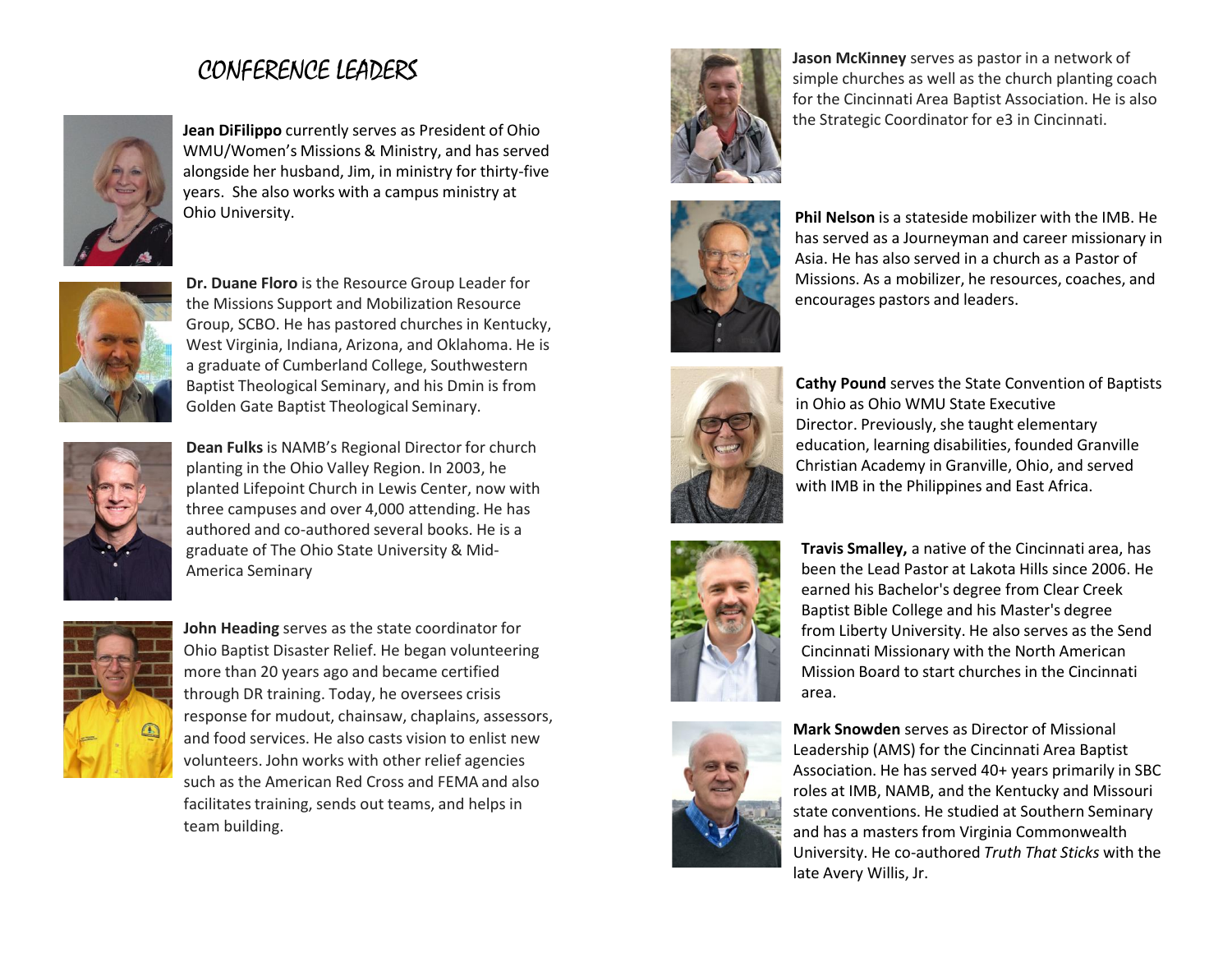# CONFERENCE LEADERS

**Jean DiFilippo** currently serves as President of Ohio WMU/Women's Missions & Ministry, and has served alongside her husband, Jim, in ministry for thirty-five years. She also works with a campus ministry at Ohio University.

**Dr. Duane Floro** is the Resource Group Leader for the Missions Support and Mobilization Resource Group, SCBO. He has pastored churches in Kentucky, West Virginia, Indiana, Arizona, and Oklahoma. He is a graduate of Cumberland College, Southwestern Baptist Theological Seminary, and his Dmin is from Golden Gate Baptist Theological Seminary.

**Dean Fulks** is NAMB's Regional Director for church planting in the Ohio Valley Region. In 2003, he planted Lifepoint Church in Lewis Center, now with three campuses and over 4,000 attending. He has authored and co-authored several books. He is a graduate of The Ohio State University & Mid-America Seminary

**John Heading** serves as the state coordinator for Ohio Baptist Disaster Relief. He began volunteering more than 20 years ago and became certified through DR training. Today, he oversees crisis response for mudout, chainsaw, chaplains, assessors, and food services. He also casts vision to enlist new volunteers. John works with other relief agencies such as the American Red Cross and FEMA and also facilitates training, sends out teams, and helps in team building.

**Jason McKinney** serves as pastor in a network of simple churches as well as the church planting coach for the Cincinnati Area Baptist Association. He is also the Strategic Coordinator for e3 in Cincinnati.

**Phil Nelson** is a stateside mobilizer with the IMB. He has served as a Journeyman and career missionary in Asia. He has also served in a church as a Pastor of Missions. As a mobilizer, he resources, coaches, and encourages pastors and leaders.

**Cathy Pound** serves the State Convention of Baptists in Ohio as Ohio WMU State Executive Director. Previously, she taught elementary education, learning disabilities, founded Granville Christian Academy in Granville, Ohio, and served with IMB in the Philippines and East Africa.

**Travis Smalley,** a native of the Cincinnati area, has been the Lead Pastor at Lakota Hills since 2006. He earned his Bachelor's degree from Clear Creek Baptist Bible College and his Master's degree from Liberty University. He also serves as the Send Cincinnati Missionary with the North American Mission Board to start churches in the Cincinnati area.

**Mark Snowden** serves as Director of Missional Leadership (AMS) for the Cincinnati Area Baptist Association. He has served 40+ years primarily in SBC roles at IMB, NAMB, and the Kentucky and Missouri state conventions. He studied at Southern Seminary and has a masters from Virginia Commonwealth University. He co-authored *Truth That Sticks* with the late Avery Willis, Jr.